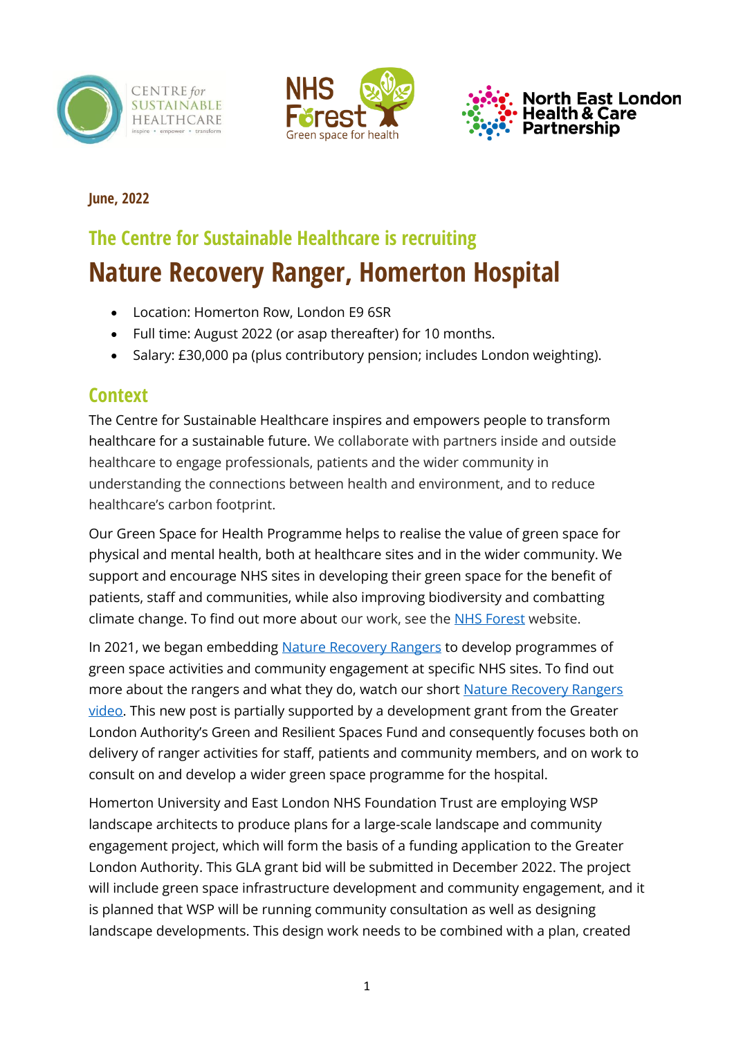**June, 2022**

## The Centre for Sustainable Healthcare is recruiting

# Nature Recovery Ranger, Homerton Hospital

- Location: Homerton Row, London E9 6SR
- Full time: August 2022 (or asap thereafter) for 10 months.
- Salary: £30,000 pa (plus contributory pension; includes London weighting).

## Context

The Centre for Sustainable Healthcare inspires and empowers people to transform healthcare for a sustainable future. We collaborate with partners inside and outside healthcare to engage professionals, patients and the wider community in understanding the connections between health and environment, and to reduce healthcare's carbon footprint.

Our Green Space for Health Programme helps to realise the value of green space for physical and mental health, both at healthcare sites and in the wider community. We support and encourage NHS sites in developing their green space for the benefit of patients, staff and communities, while also improving biodiversity and combatting climate change. To find out more about our work, see the NHS Forest website.

In 2021, we began embedding Nature Recovery Rangers to develop programmes of green space activities and community engagement at specific NHS sites. To find out more about the rangers and what they do, watch our short Nature Recovery Rangers video. This new post is partially supported by a development grant from the Greater London Authority's Green and Resilient Spaces Fund and consequently focuses both on delivery of ranger activities for staff, patients and community members, and on work to consult on and develop a wider green space programme for the hospital.

Homerton University and East London NHS Foundation Trust are employing WSP landscape architects to produce plans for a large-scale landscape and community engagement project, which will form the basis of a funding application to the Greater London Authority. This GLA grant bid will be submitted in December 2022. The project will include green space infrastructure development and community engagement, and it is planned that WSP will be running community consultation as well as designing landscape developments. This design work needs to be combined with a plan, created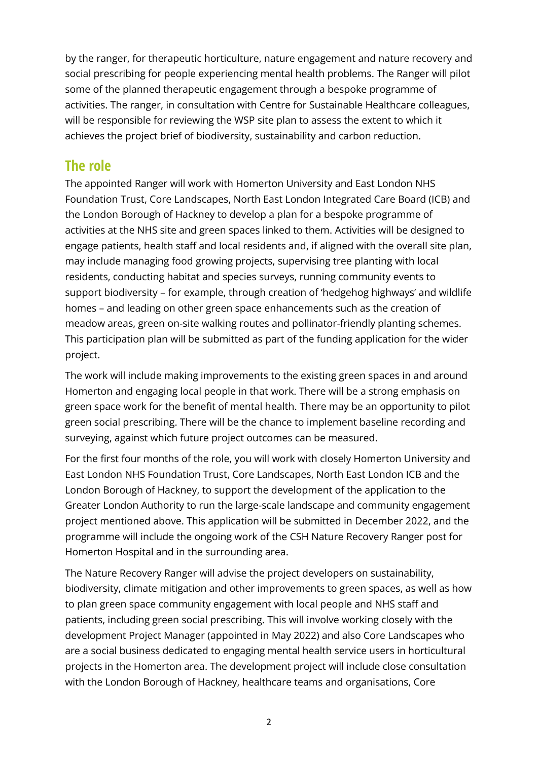by the ranger, for therapeutic horticulture, nature engagement and nature recovery and social prescribing for people experiencing mental health problems. The Ranger will pilot some of the planned therapeutic engagement through a bespoke programme of activities. The ranger, in consultation with Centre for Sustainable Healthcare colleagues, will be responsible for reviewing the WSP site plan to assess the extent to which it achieves the project brief of biodiversity, sustainability and carbon reduction.

## The role

The appointed Ranger will work with Homerton University and East London NHS Foundation Trust, Core Landscapes, North East London Integrated Care Board (ICB) and the London Borough of Hackney to develop a plan for a bespoke programme of activities at the NHS site and green spaces linked to them. Activities will be designed to engage patients, health staff and local residents and, if aligned with the overall site plan, may include managing food growing projects, supervising tree planting with local residents, conducting habitat and species surveys, running community events to support biodiversity – for example, through creation of 'hedgehog highways' and wildlife homes – and leading on other green space enhancements such as the creation of meadow areas, green on-site walking routes and pollinator-friendly planting schemes. This participation plan will be submitted as part of the funding application for the wider project.

The work will include making improvements to the existing green spaces in and around Homerton and engaging local people in that work. There will be a strong emphasis on green space work for the benefit of mental health. There may be an opportunity to pilot green social prescribing. There will be the chance to implement baseline recording and surveying, against which future project outcomes can be measured.

For the first four months of the role, you will work with closely Homerton University and East London NHS Foundation Trust, Core Landscapes, North East London ICB and the London Borough of Hackney, to support the development of the application to the Greater London Authority to run the large-scale landscape and community engagement project mentioned above. This application will be submitted in December 2022, and the programme will include the ongoing work of the CSH Nature Recovery Ranger post for Homerton Hospital and in the surrounding area.

The Nature Recovery Ranger will advise the project developers on sustainability, biodiversity, climate mitigation and other improvements to green spaces, as well as how to plan green space community engagement with local people and NHS staff and patients, including green social prescribing. This will involve working closely with the development Project Manager (appointed in May 2022) and also Core Landscapes who are a social business dedicated to engaging mental health service users in horticultural projects in the Homerton area. The development project will include close consultation with the London Borough of Hackney, healthcare teams and organisations, Core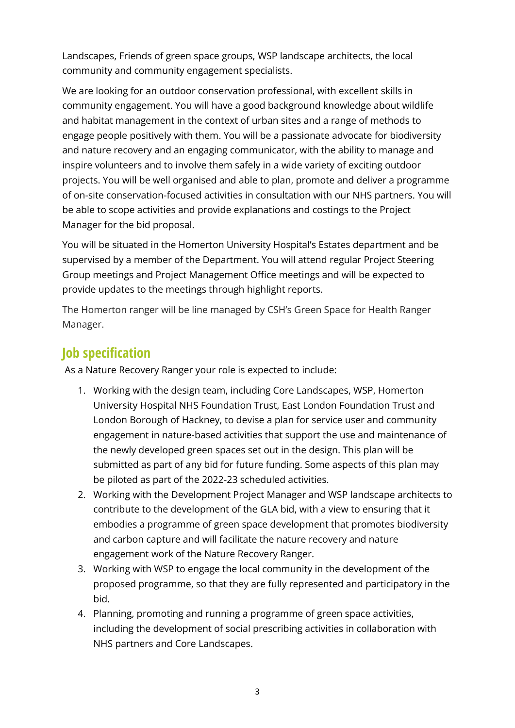Landscapes, Friends of green space groups, WSP landscape architects, the local community and community engagement specialists.

We are looking for an outdoor conservation professional, with excellent skills in community engagement. You will have a good background knowledge about wildlife and habitat management in the context of urban sites and a range of methods to engage people positively with them. You will be a passionate advocate for biodiversity and nature recovery and an engaging communicator, with the ability to manage and inspire volunteers and to involve them safely in a wide variety of exciting outdoor projects. You will be well organised and able to plan, promote and deliver a programme of on-site conservation-focused activities in consultation with our NHS partners. You will be able to scope activities and provide explanations and costings to the Project Manager for the bid proposal.

You will be situated in the Homerton University Hospital's Estates department and be supervised by a member of the Department. You will attend regular Project Steering Group meetings and Project Management Office meetings and will be expected to provide updates to the meetings through highlight reports.

The Homerton ranger will be line managed by CSH's Green Space for Health Ranger Manager.

## Job specification

As a Nature Recovery Ranger your role is expected to include:

1. Working with the design team, including Core Landscapes, WSP, Homerton University Hospital NHS Foundation Trust, East London Foundation Trust and London Borough of Hackney, to devise a plan for service user and community engagement in nature-based activities that support the use and maintenance of the newly developed green spaces set out in the design. This plan will be submitted as part of any bid for future funding. Some aspects of this plan may be piloted as part of the 2022-23 scheduled activities.
2. Working with the Development Project Manager and WSP landscape architects to contribute to the development of the GLA bid, with a view to ensuring that it embodies a programme of green space development that promotes biodiversity and carbon capture and will facilitate the nature recovery and nature engagement work of the Nature Recovery Ranger.
3. Working with WSP to engage the local community in the development of the proposed programme, so that they are fully represented and participatory in the bid.
4. Planning, promoting and running a programme of green space activities, including the development of social prescribing activities in collaboration with NHS partners and Core Landscapes.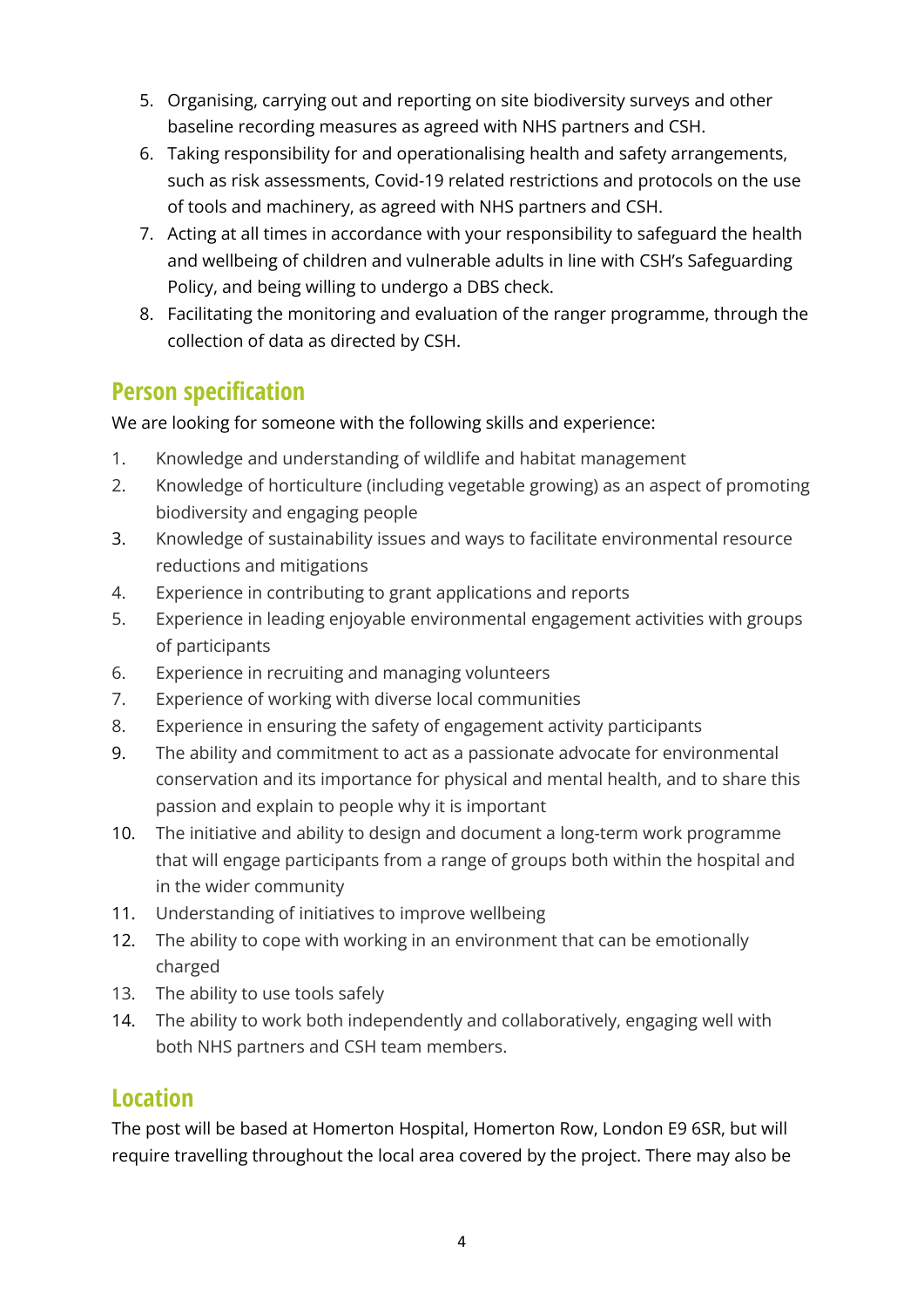5. Organising, carrying out and reporting on site biodiversity surveys and other baseline recording measures as agreed with NHS partners and CSH.
6. Taking responsibility for and operationalising health and safety arrangements, such as risk assessments, Covid-19 related restrictions and protocols on the use of tools and machinery, as agreed with NHS partners and CSH.
7. Acting at all times in accordance with your responsibility to safeguard the health and wellbeing of children and vulnerable adults in line with CSH's Safeguarding Policy, and being willing to undergo a DBS check.
8. Facilitating the monitoring and evaluation of the ranger programme, through the collection of data as directed by CSH.

## Person specification

We are looking for someone with the following skills and experience:

1. Knowledge and understanding of wildlife and habitat management
2. Knowledge of horticulture (including vegetable growing) as an aspect of promoting biodiversity and engaging people
3. Knowledge of sustainability issues and ways to facilitate environmental resource reductions and mitigations
4. Experience in contributing to grant applications and reports
5. Experience in leading enjoyable environmental engagement activities with groups of participants
6. Experience in recruiting and managing volunteers
7. Experience of working with diverse local communities
8. Experience in ensuring the safety of engagement activity participants
9. The ability and commitment to act as a passionate advocate for environmental conservation and its importance for physical and mental health, and to share this passion and explain to people why it is important
10. The initiative and ability to design and document a long-term work programme that will engage participants from a range of groups both within the hospital and in the wider community
11. Understanding of initiatives to improve wellbeing
12. The ability to cope with working in an environment that can be emotionally charged
13. The ability to use tools safely
14. The ability to work both independently and collaboratively, engaging well with both NHS partners and CSH team members.

## Location

The post will be based at Homerton Hospital, Homerton Row, London E9 6SR, but will require travelling throughout the local area covered by the project. There may also be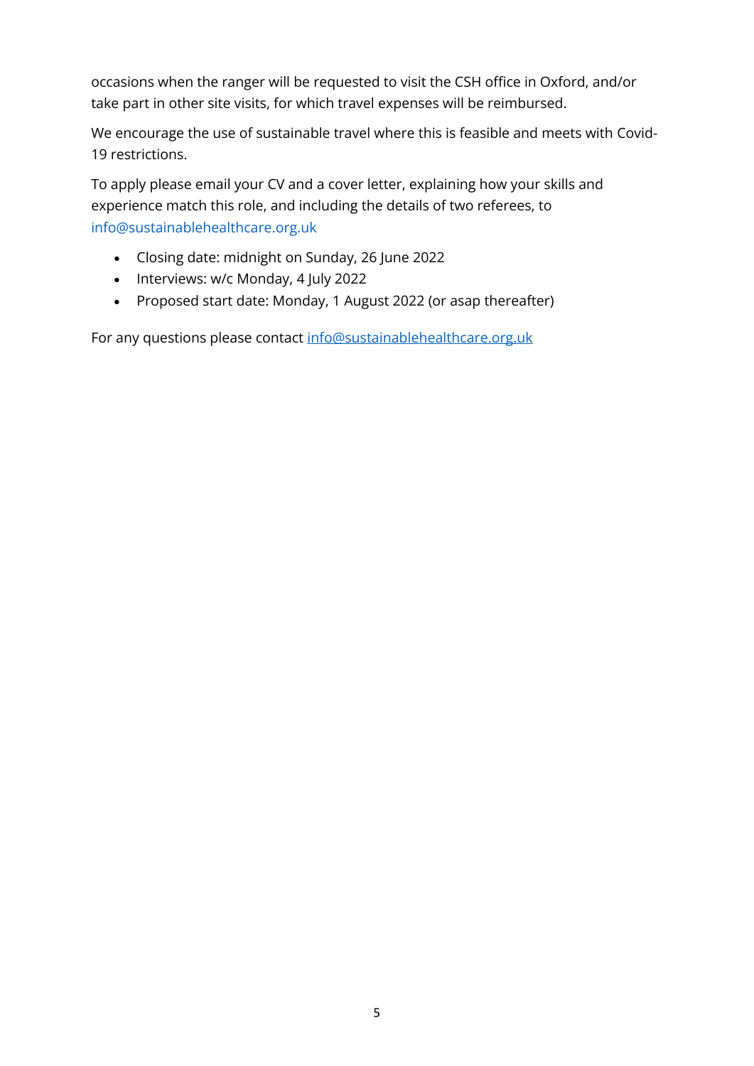occasions when the ranger will be requested to visit the CSH office in Oxford, and/or take part in other site visits, for which travel expenses will be reimbursed.

We encourage the use of sustainable travel where this is feasible and meets with Covid-19 restrictions.

To apply please email your CV and a cover letter, explaining how your skills and experience match this role, and including the details of two referees, to info@sustainablehealthcare.org.uk

- Closing date: midnight on Sunday, 26 June 2022
- Interviews: w/c Monday, 4 July 2022
- Proposed start date: Monday, 1 August 2022 (or asap thereafter)

For any questions please contact info@sustainablehealthcare.org.uk